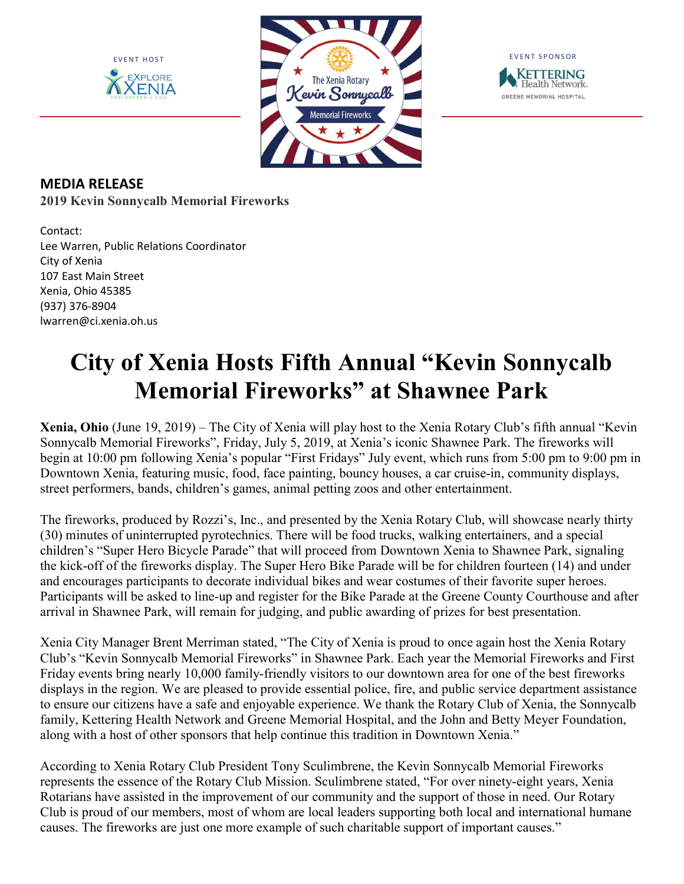EVENT HOST

EXPLORE XENIA

The Xenia Rotary Kevin Sonnycalb Memorial Fireworks

EVENT SPONSOR

KETTERING Health Network. GREENE MEMORIAL HOSPITAL

**MEDIA RELEASE**

**2019 Kevin Sonnycalb Memorial Fireworks**

Contact:
Lee Warren, Public Relations Coordinator
City of Xenia
107 East Main Street
Xenia, Ohio 45385
(937) 376-8904
lwarren@ci.xenia.oh.us

# City of Xenia Hosts Fifth Annual "Kevin Sonnycalb Memorial Fireworks" at Shawnee Park

**Xenia, Ohio** (June 19, 2019) – The City of Xenia will play host to the Xenia Rotary Club's fifth annual "Kevin Sonnycalb Memorial Fireworks", Friday, July 5, 2019, at Xenia's iconic Shawnee Park. The fireworks will begin at 10:00 pm following Xenia's popular "First Fridays" July event, which runs from 5:00 pm to 9:00 pm in Downtown Xenia, featuring music, food, face painting, bouncy houses, a car cruise-in, community displays, street performers, bands, children's games, animal petting zoos and other entertainment.

The fireworks, produced by Rozzi's, Inc., and presented by the Xenia Rotary Club, will showcase nearly thirty (30) minutes of uninterrupted pyrotechnics. There will be food trucks, walking entertainers, and a special children's "Super Hero Bicycle Parade" that will proceed from Downtown Xenia to Shawnee Park, signaling the kick-off of the fireworks display. The Super Hero Bike Parade will be for children fourteen (14) and under and encourages participants to decorate individual bikes and wear costumes of their favorite super heroes. Participants will be asked to line-up and register for the Bike Parade at the Greene County Courthouse and after arrival in Shawnee Park, will remain for judging, and public awarding of prizes for best presentation.

Xenia City Manager Brent Merriman stated, "The City of Xenia is proud to once again host the Xenia Rotary Club's "Kevin Sonnycalb Memorial Fireworks" in Shawnee Park. Each year the Memorial Fireworks and First Friday events bring nearly 10,000 family-friendly visitors to our downtown area for one of the best fireworks displays in the region. We are pleased to provide essential police, fire, and public service department assistance to ensure our citizens have a safe and enjoyable experience. We thank the Rotary Club of Xenia, the Sonnycalb family, Kettering Health Network and Greene Memorial Hospital, and the John and Betty Meyer Foundation, along with a host of other sponsors that help continue this tradition in Downtown Xenia."

According to Xenia Rotary Club President Tony Sculimbrene, the Kevin Sonnycalb Memorial Fireworks represents the essence of the Rotary Club Mission. Sculimbrene stated, "For over ninety-eight years, Xenia Rotarians have assisted in the improvement of our community and the support of those in need. Our Rotary Club is proud of our members, most of whom are local leaders supporting both local and international humane causes. The fireworks are just one more example of such charitable support of important causes."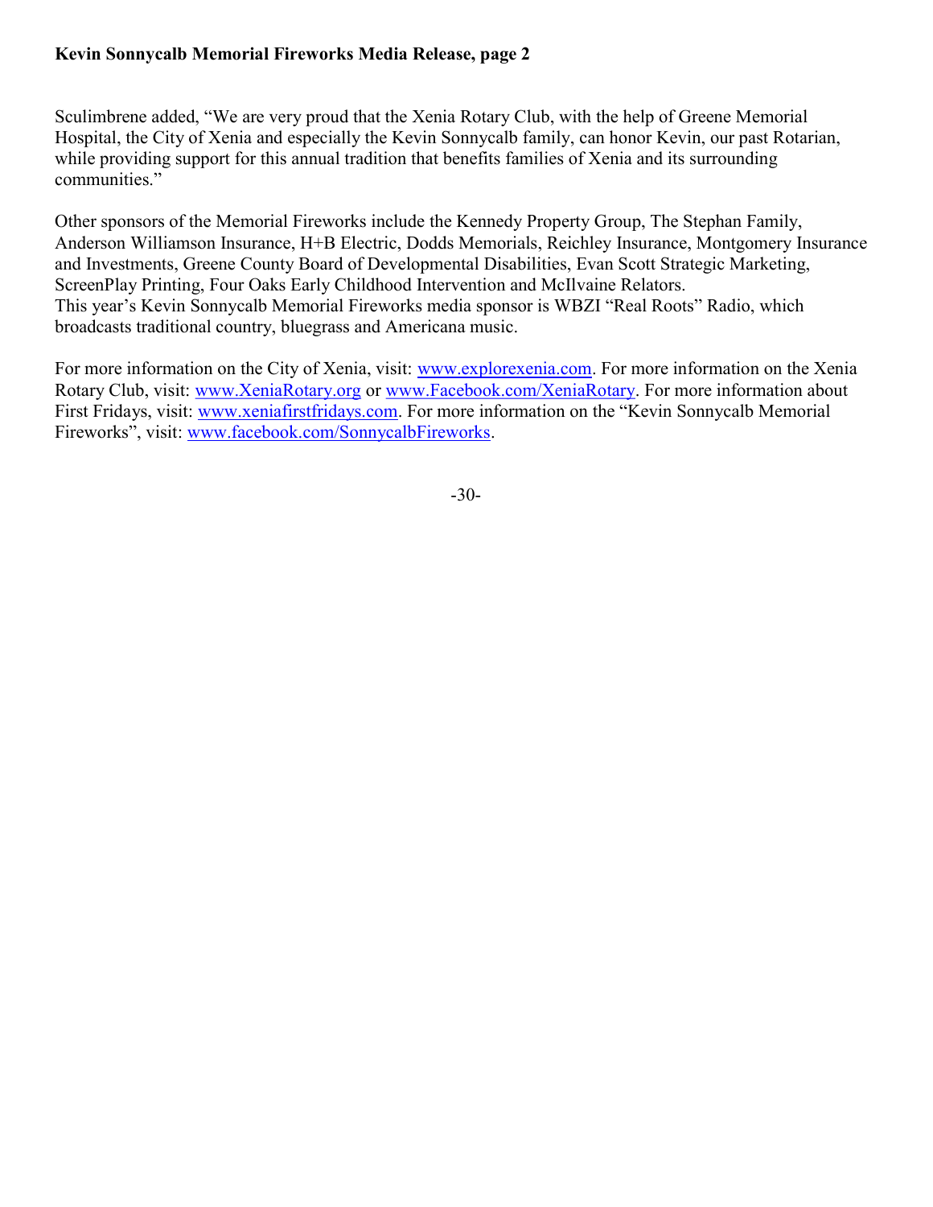Sculimbrene added, “We are very proud that the Xenia Rotary Club, with the help of Greene Memorial Hospital, the City of Xenia and especially the Kevin Sonnycalb family, can honor Kevin, our past Rotarian, while providing support for this annual tradition that benefits families of Xenia and its surrounding communities.”

Other sponsors of the Memorial Fireworks include the Kennedy Property Group, The Stephan Family, Anderson Williamson Insurance, H+B Electric, Dodds Memorials, Reichley Insurance, Montgomery Insurance and Investments, Greene County Board of Developmental Disabilities, Evan Scott Strategic Marketing, ScreenPlay Printing, Four Oaks Early Childhood Intervention and McIlvaine Relators.
This year’s Kevin Sonnycalb Memorial Fireworks media sponsor is WBZI “Real Roots” Radio, which broadcasts traditional country, bluegrass and Americana music.

For more information on the City of Xenia, visit: www.explorexenia.com. For more information on the Xenia Rotary Club, visit: www.XeniaRotary.org or www.Facebook.com/XeniaRotary. For more information about First Fridays, visit: www.xeniafirstfridays.com. For more information on the “Kevin Sonnycalb Memorial Fireworks”, visit: www.facebook.com/SonnycalbFireworks.

-30-